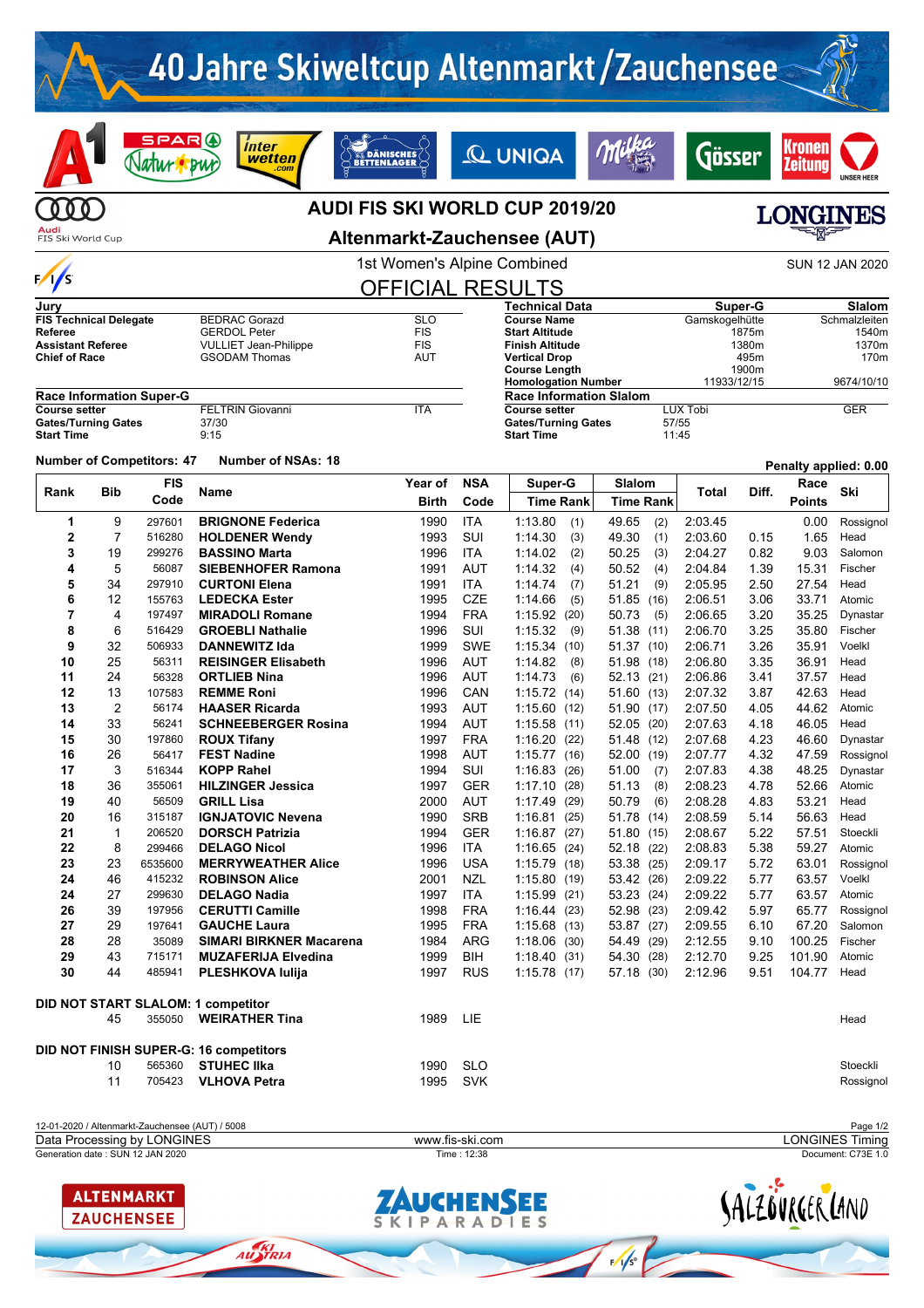# 40 Jahre Skiweltcup Altenmarkt/Zauchensee

## AUDI FIS SKI WORLD CUP 2019/20

## Altenmarkt-Zauchensee (AUT)

1st Women's Alpine Combined

SUN 12 JAN 2020

## OFFICIAL RESULTS

| Jury | | |
|---|---|---|
| FIS Technical Delegate | BEDRAC Gorazd | SLO |
| Referee | GERDOL Peter | FIS |
| Assistant Referee | VULLIET Jean-Philippe | FIS |
| Chief of Race | GSODAM Thomas | AUT |

| Technical Data | Super-G | Slalom |
|---|---|---|
| Course Name | Gamskogelhütte | Schmalzleiten |
| Start Altitude | 1875m | 1540m |
| Finish Altitude | 1380m | 1370m |
| Vertical Drop | 495m | 170m |
| Course Length | 1900m | |
| Homologation Number | 11933/12/15 | 9674/10/10 |

| Race Information Super-G | | |
|---|---|---|
| Course setter | FELTRIN Giovanni | ITA |
| Gates/Turning Gates | 37/30 | |
| Start Time | 9:15 | |

| Race Information Slalom | | |
|---|---|---|
| Course setter | LUX Tobi | GER |
| Gates/Turning Gates | 57/55 | |
| Start Time | 11:45 | |

Number of Competitors: 47 Number of NSAs: 18 Penalty applied: 0.00

| Rank | Bib | FIS Code | Name | Year of Birth | NSA Code | Super-G Time | Rank | Slalom Time | Rank | Total | Diff. | Race Points | Ski |
|---|---|---|---|---|---|---|---|---|---|---|---|---|---|
| 1 | 9 | 297601 | **BRIGNONE Federica** | 1990 | ITA | 1:13.80 | (1) | 49.65 | (2) | 2:03.45 | | 0.00 | Rossignol |
| 2 | 7 | 516280 | **HOLDENER Wendy** | 1993 | SUI | 1:14.30 | (3) | 49.30 | (1) | 2:03.60 | 0.15 | 1.65 | Head |
| 3 | 19 | 299276 | **BASSINO Marta** | 1996 | ITA | 1:14.02 | (2) | 50.25 | (3) | 2:04.27 | 0.82 | 9.03 | Salomon |
| 4 | 5 | 56087 | **SIEBENHOFER Ramona** | 1991 | AUT | 1:14.32 | (4) | 50.52 | (4) | 2:04.84 | 1.39 | 15.31 | Fischer |
| 5 | 34 | 297910 | **CURTONI Elena** | 1991 | ITA | 1:14.74 | (7) | 51.21 | (9) | 2:05.95 | 2.50 | 27.54 | Head |
| 6 | 12 | 155763 | **LEDECKA Ester** | 1995 | CZE | 1:14.66 | (5) | 51.85 | (16) | 2:06.51 | 3.06 | 33.71 | Atomic |
| 7 | 4 | 197497 | **MIRADOLI Romane** | 1994 | FRA | 1:15.92 | (20) | 50.73 | (5) | 2:06.65 | 3.20 | 35.25 | Dynastar |
| 8 | 6 | 516429 | **GROEBLI Nathalie** | 1996 | SUI | 1:15.32 | (9) | 51.38 | (11) | 2:06.70 | 3.25 | 35.80 | Fischer |
| 9 | 32 | 506933 | **DANNEWITZ Ida** | 1999 | SWE | 1:15.34 | (10) | 51.37 | (10) | 2:06.71 | 3.26 | 35.91 | Voelkl |
| 10 | 25 | 56311 | **REISINGER Elisabeth** | 1996 | AUT | 1:14.82 | (8) | 51.98 | (18) | 2:06.80 | 3.35 | 36.91 | Head |
| 11 | 24 | 56328 | **ORTLIEB Nina** | 1996 | AUT | 1:14.73 | (6) | 52.13 | (21) | 2:06.86 | 3.41 | 37.57 | Head |
| 12 | 13 | 107583 | **REMME Roni** | 1996 | CAN | 1:15.72 | (14) | 51.60 | (13) | 2:07.32 | 3.87 | 42.63 | Head |
| 13 | 2 | 56174 | **HAASER Ricarda** | 1993 | AUT | 1:15.60 | (12) | 51.90 | (17) | 2:07.50 | 4.05 | 44.62 | Atomic |
| 14 | 33 | 56241 | **SCHNEEBERGER Rosina** | 1994 | AUT | 1:15.58 | (11) | 52.05 | (20) | 2:07.63 | 4.18 | 46.05 | Head |
| 15 | 30 | 197860 | **ROUX Tifany** | 1997 | FRA | 1:16.20 | (22) | 51.48 | (12) | 2:07.68 | 4.23 | 46.60 | Dynastar |
| 16 | 26 | 56417 | **FEST Nadine** | 1998 | AUT | 1:15.77 | (16) | 52.00 | (19) | 2:07.77 | 4.32 | 47.59 | Rossignol |
| 17 | 3 | 516344 | **KOPP Rahel** | 1994 | SUI | 1:16.83 | (26) | 51.00 | (7) | 2:07.83 | 4.38 | 48.25 | Dynastar |
| 18 | 36 | 355061 | **HILZINGER Jessica** | 1997 | GER | 1:17.10 | (28) | 51.13 | (8) | 2:08.23 | 4.78 | 52.66 | Atomic |
| 19 | 40 | 56509 | **GRILL Lisa** | 2000 | AUT | 1:17.49 | (29) | 50.79 | (6) | 2:08.28 | 4.83 | 53.21 | Head |
| 20 | 16 | 315187 | **IGNJATOVIC Nevena** | 1990 | SRB | 1:16.81 | (25) | 51.78 | (14) | 2:08.59 | 5.14 | 56.63 | Head |
| 21 | 1 | 206520 | **DORSCH Patrizia** | 1994 | GER | 1:16.87 | (27) | 51.80 | (15) | 2:08.67 | 5.22 | 57.51 | Stoeckli |
| 22 | 8 | 299466 | **DELAGO Nicol** | 1996 | ITA | 1:16.65 | (24) | 52.18 | (22) | 2:08.83 | 5.38 | 59.27 | Atomic |
| 23 | 23 | 6535600 | **MERRYWEATHER Alice** | 1996 | USA | 1:15.79 | (18) | 53.38 | (25) | 2:09.17 | 5.72 | 63.01 | Rossignol |
| 24 | 46 | 415232 | **ROBINSON Alice** | 2001 | NZL | 1:15.80 | (19) | 53.42 | (26) | 2:09.22 | 5.77 | 63.57 | Voelkl |
| 24 | 27 | 299630 | **DELAGO Nadia** | 1997 | ITA | 1:15.99 | (21) | 53.23 | (24) | 2:09.22 | 5.77 | 63.57 | Atomic |
| 26 | 39 | 197956 | **CERUTTI Camille** | 1998 | FRA | 1:16.44 | (23) | 52.98 | (23) | 2:09.42 | 5.97 | 65.77 | Rossignol |
| 27 | 29 | 197641 | **GAUCHE Laura** | 1995 | FRA | 1:15.68 | (13) | 53.87 | (27) | 2:09.55 | 6.10 | 67.20 | Salomon |
| 28 | 28 | 35089 | **SIMARI BIRKNER Macarena** | 1984 | ARG | 1:18.06 | (30) | 54.49 | (29) | 2:12.55 | 9.10 | 100.25 | Fischer |
| 29 | 43 | 715171 | **MUZAFERIJA Elvedina** | 1999 | BIH | 1:18.40 | (31) | 54.30 | (28) | 2:12.70 | 9.25 | 101.90 | Atomic |
| 30 | 44 | 485941 | **PLESHKOVA Iulija** | 1997 | RUS | 1:15.78 | (17) | 57.18 | (30) | 2:12.96 | 9.51 | 104.77 | Head |

**DID NOT START SLALOM: 1 competitor**

| Bib | FIS Code | Name | Year of Birth | NSA Code | Ski |
|---|---|---|---|---|---|
| 45 | 355050 | **WEIRATHER Tina** | 1989 | LIE | Head |

**DID NOT FINISH SUPER-G: 16 competitors**

| Bib | FIS Code | Name | Year of Birth | NSA Code | Ski |
|---|---|---|---|---|---|
| 10 | 565360 | **STUHEC Ilka** | 1990 | SLO | Stoeckli |
| 11 | 705423 | **VLHOVA Petra** | 1995 | SVK | Rossignol |

12-01-2020 / Altenmarkt-Zauchensee (AUT) / 5008

Data Processing by LONGINES — www.fis-ski.com — LONGINES Timing

Generation date : SUN 12 JAN 2020 — Time : 12:38 — Document: C73E 1.0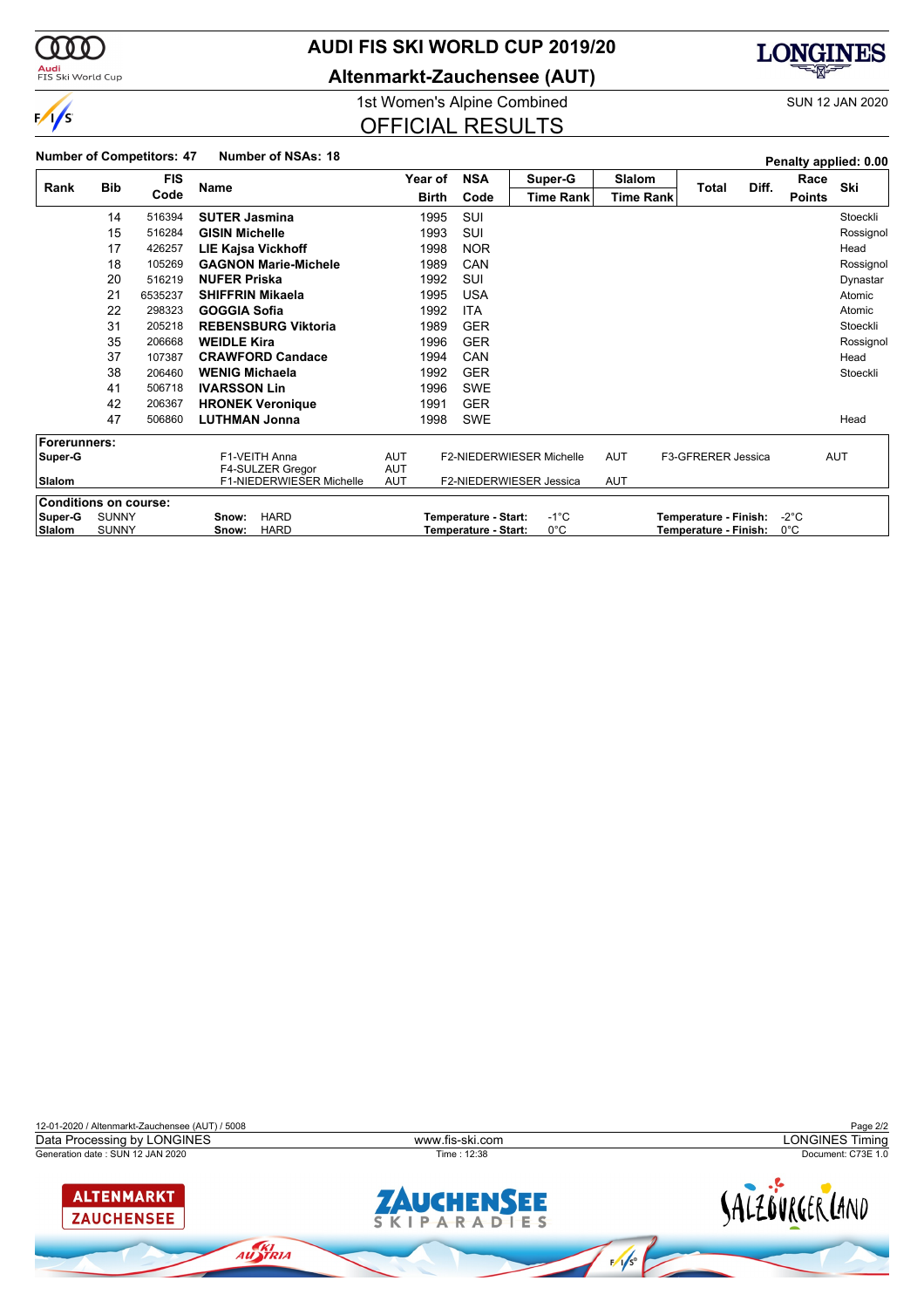# AUDI FIS SKI WORLD CUP 2019/20

## Altenmarkt-Zauchensee (AUT)

1st Women's Alpine Combined

SUN 12 JAN 2020

## OFFICIAL RESULTS

**Number of Competitors: 47** **Number of NSAs: 18** **Penalty applied: 0.00**

| Rank | Bib | FIS Code | Name | Year of Birth | NSA Code | Super-G Time Rank | Slalom Time Rank | Total | Diff. | Race Points | Ski |
|---|---|---|---|---|---|---|---|---|---|---|---|
| | 14 | 516394 | **SUTER Jasmina** | 1995 | SUI | | | | | | Stoeckli |
| | 15 | 516284 | **GISIN Michelle** | 1993 | SUI | | | | | | Rossignol |
| | 17 | 426257 | **LIE Kajsa Vickhoff** | 1998 | NOR | | | | | | Head |
| | 18 | 105269 | **GAGNON Marie-Michele** | 1989 | CAN | | | | | | Rossignol |
| | 20 | 516219 | **NUFER Priska** | 1992 | SUI | | | | | | Dynastar |
| | 21 | 6535237 | **SHIFFRIN Mikaela** | 1995 | USA | | | | | | Atomic |
| | 22 | 298323 | **GOGGIA Sofia** | 1992 | ITA | | | | | | Atomic |
| | 31 | 205218 | **REBENSBURG Viktoria** | 1989 | GER | | | | | | Stoeckli |
| | 35 | 206668 | **WEIDLE Kira** | 1996 | GER | | | | | | Rossignol |
| | 37 | 107387 | **CRAWFORD Candace** | 1994 | CAN | | | | | | Head |
| | 38 | 206460 | **WENIG Michaela** | 1992 | GER | | | | | | Stoeckli |
| | 41 | 506718 | **IVARSSON Lin** | 1996 | SWE | | | | | | |
| | 42 | 206367 | **HRONEK Veronique** | 1991 | GER | | | | | | |
| | 47 | 506860 | **LUTHMAN Jonna** | 1998 | SWE | | | | | | Head |

**Forerunners:**

| | | | | | | | |
|---|---|---|---|---|---|---|---|
| **Super-G** | F1-VEITH Anna | AUT | F2-NIEDERWIESER Michelle | AUT | F3-GFRERER Jessica | AUT |
| | F4-SULZER Gregor | AUT | | | | |
| **Slalom** | F1-NIEDERWIESER Michelle | AUT | F2-NIEDERWIESER Jessica | AUT | | |

**Conditions on course:**

| | | | | | |
|---|---|---|---|---|---|
| **Super-G** | SUNNY | **Snow:** HARD | **Temperature - Start:** -1°C | **Temperature - Finish:** -2°C |
| **Slalom** | SUNNY | **Snow:** HARD | **Temperature - Start:** 0°C | **Temperature - Finish:** 0°C |

12-01-2020 / Altenmarkt-Zauchensee (AUT) / 5008

Data Processing by LONGINES — www.fis-ski.com — LONGINES Timing

Generation date : SUN 12 JAN 2020 — Time : 12:38 — Document: C73E 1.0